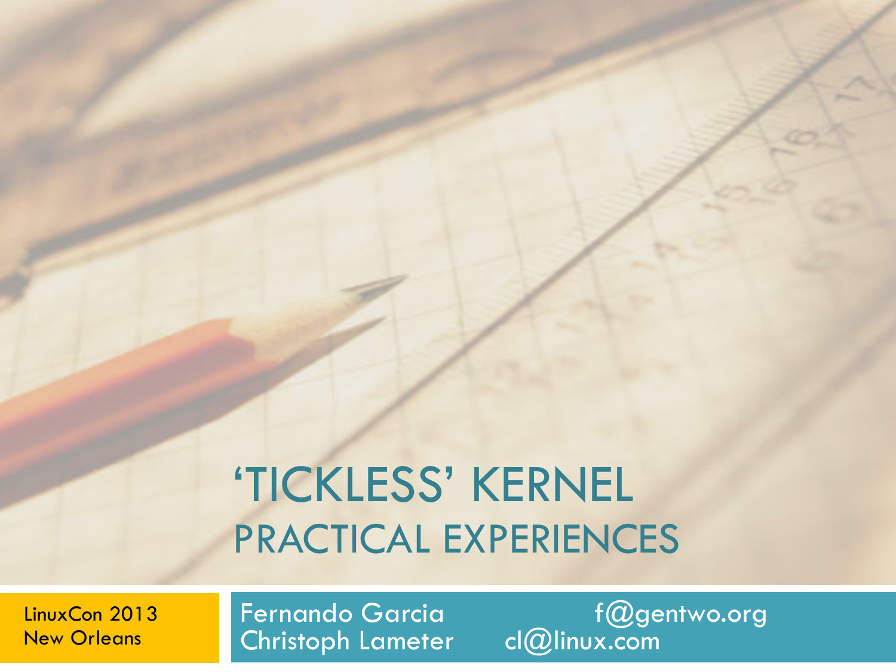# 'TICKLESS' KERNEL

## PRACTICAL EXPERIENCES

LinuxCon 2013
New Orleans

Fernando Garcia f@gentwo.org
Christoph Lameter cl@linux.com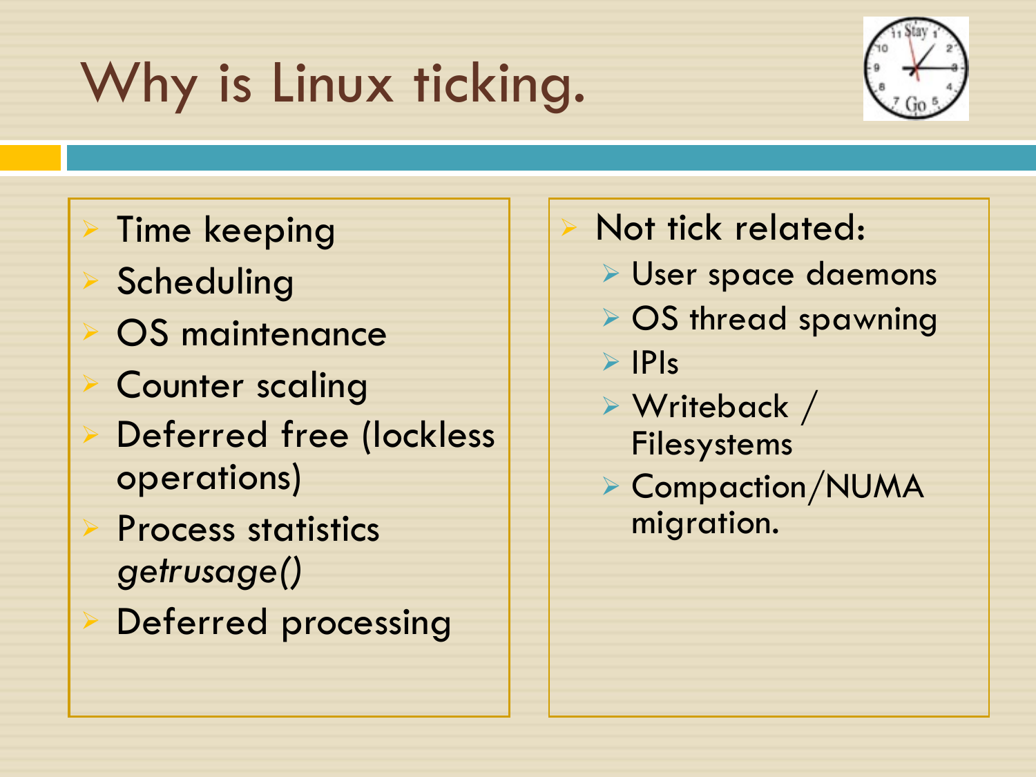# Why is Linux ticking.

- Time keeping
- Scheduling
- OS maintenance
- Counter scaling
- Deferred free (lockless operations)
- Process statistics *getrusage()*
- Deferred processing

- Not tick related:
  - User space daemons
  - OS thread spawning
  - IPIs
  - Writeback / Filesystems
  - Compaction/NUMA migration.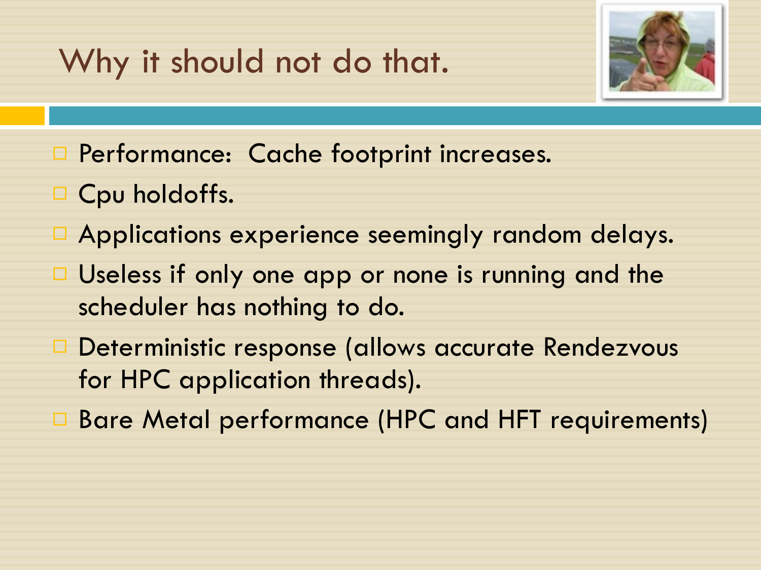# Why it should not do that.

- Performance: Cache footprint increases.
- Cpu holdoffs.
- Applications experience seemingly random delays.
- Useless if only one app or none is running and the scheduler has nothing to do.
- Deterministic response (allows accurate Rendezvous for HPC application threads).
- Bare Metal performance (HPC and HFT requirements)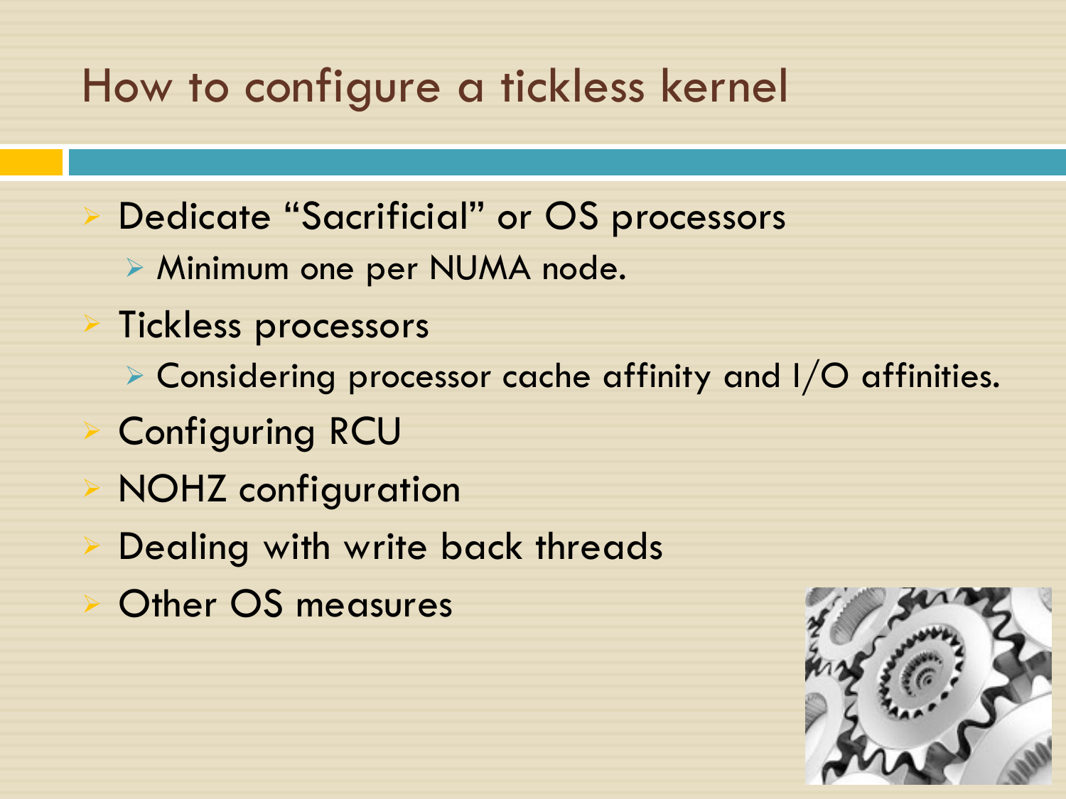# How to configure a tickless kernel

- Dedicate "Sacrificial" or OS processors
  - Minimum one per NUMA node.
- Tickless processors
  - Considering processor cache affinity and I/O affinities.
- Configuring RCU
- NOHZ configuration
- Dealing with write back threads
- Other OS measures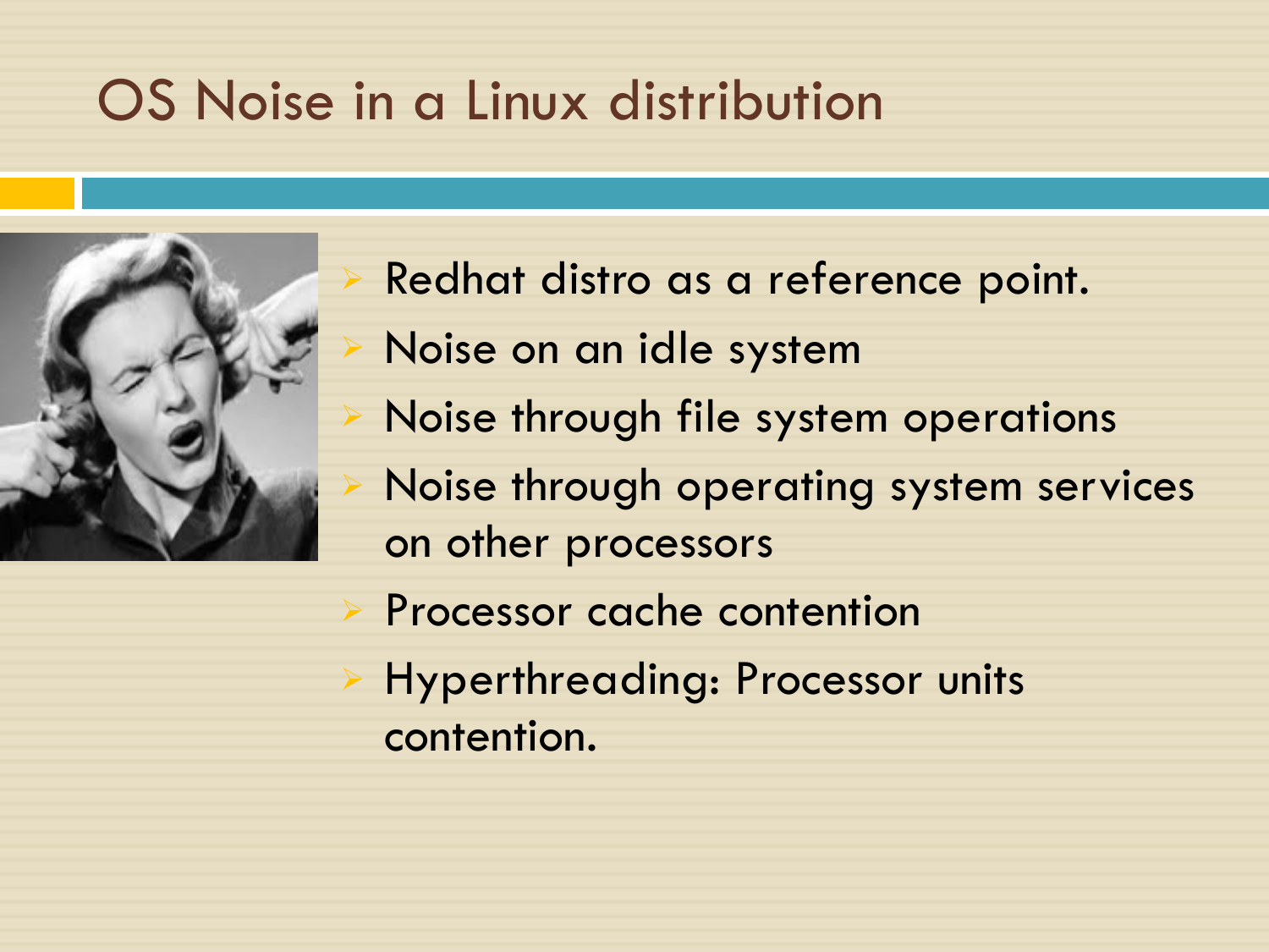# OS Noise in a Linux distribution

- Redhat distro as a reference point.
- Noise on an idle system
- Noise through file system operations
- Noise through operating system services on other processors
- Processor cache contention
- Hyperthreading: Processor units contention.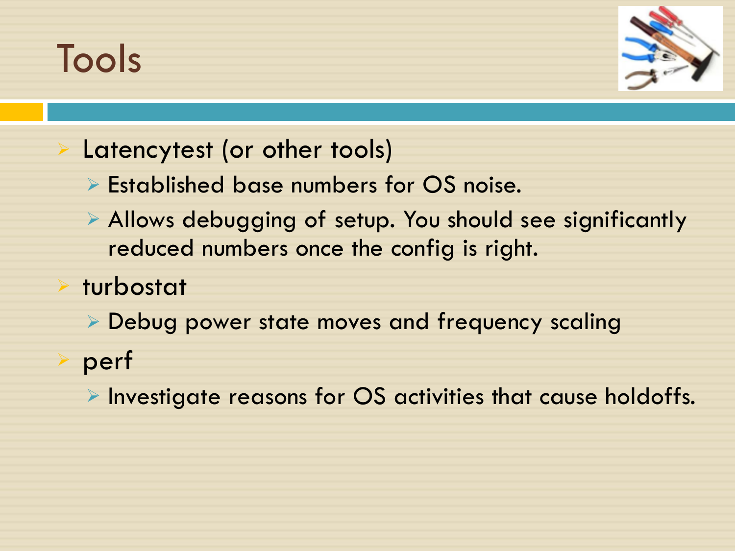# Tools

- Latencytest (or other tools)
  - Established base numbers for OS noise.
  - Allows debugging of setup. You should see significantly reduced numbers once the config is right.
- turbostat
  - Debug power state moves and frequency scaling
- perf
  - Investigate reasons for OS activities that cause holdoffs.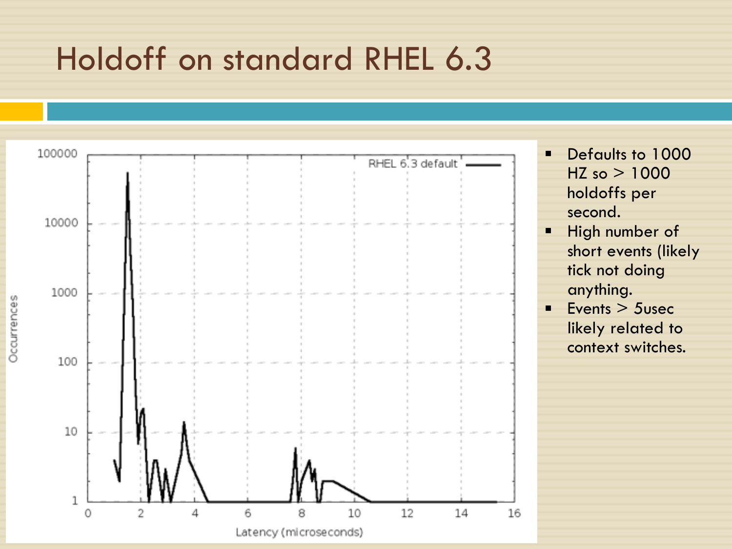# Holdoff on standard RHEL 6.3

- Defaults to 1000 HZ so > 1000 holdoffs per second.
- High number of short events (likely tick not doing anything.
- Events > 5usec likely related to context switches.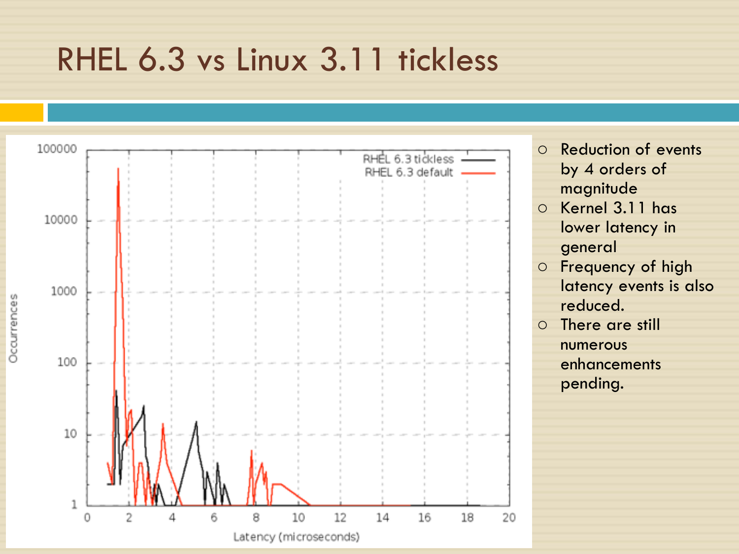# RHEL 6.3 vs Linux 3.11 tickless

- Reduction of events by 4 orders of magnitude
- Kernel 3.11 has lower latency in general
- Frequency of high latency events is also reduced.
- There are still numerous enhancements pending.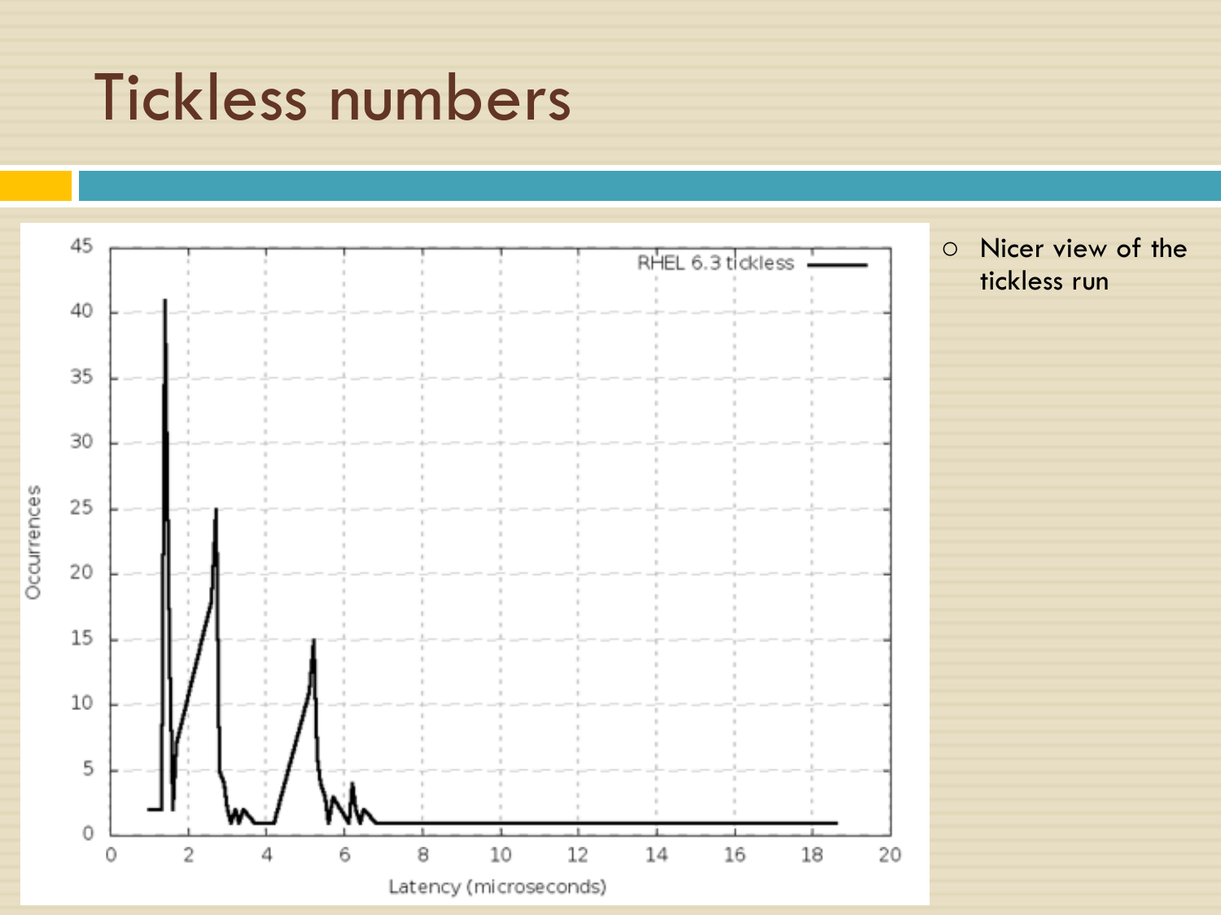# Tickless numbers

- Nicer view of the tickless run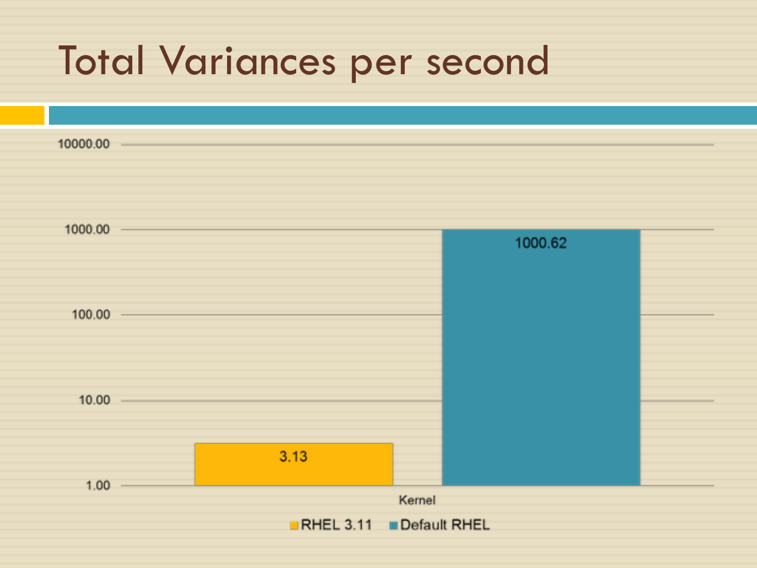# Total Variances per second

| Kernel | RHEL 3.11 | Default RHEL |
| --- | --- | --- |
| Kernel | 3.13 | 1000.62 |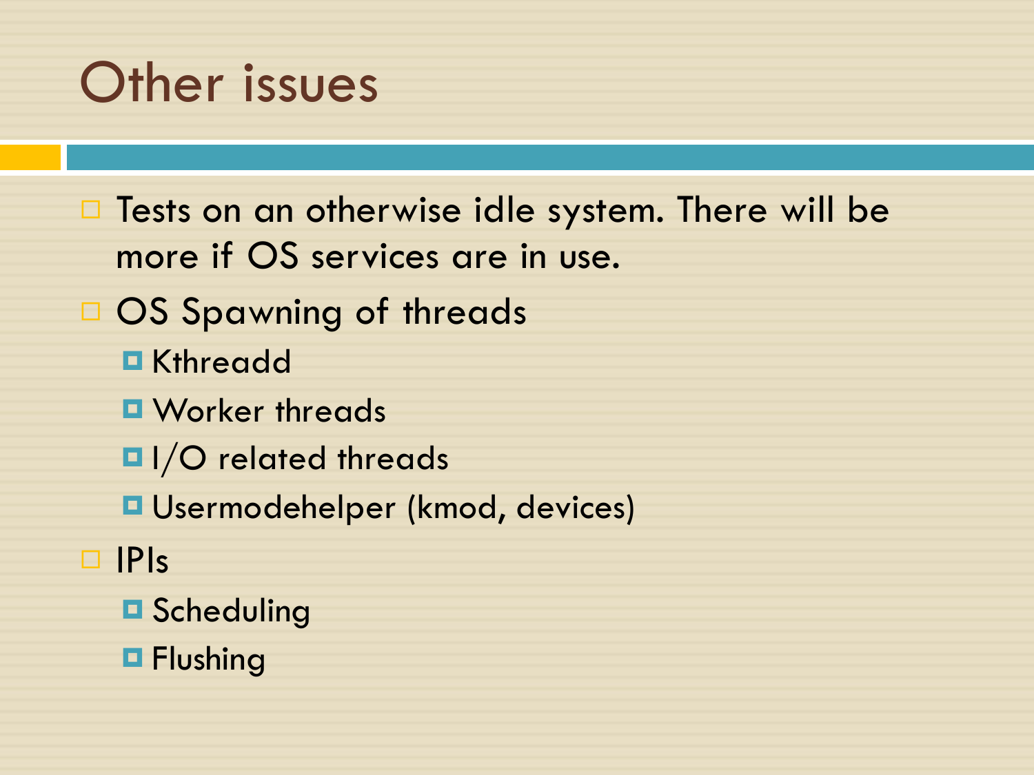# Other issues

- Tests on an otherwise idle system. There will be more if OS services are in use.
- OS Spawning of threads
  - Kthreadd
  - Worker threads
  - I/O related threads
  - Usermodehelper (kmod, devices)
- IPIs
  - Scheduling
  - Flushing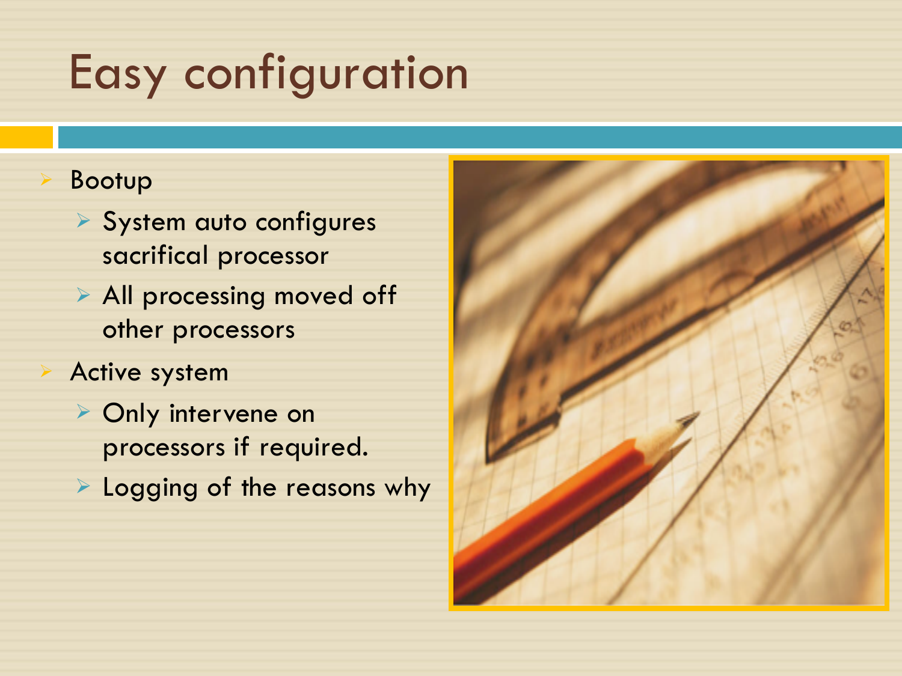# Easy configuration

- Bootup
  - System auto configures sacrifical processor
  - All processing moved off other processors
- Active system
  - Only intervene on processors if required.
  - Logging of the reasons why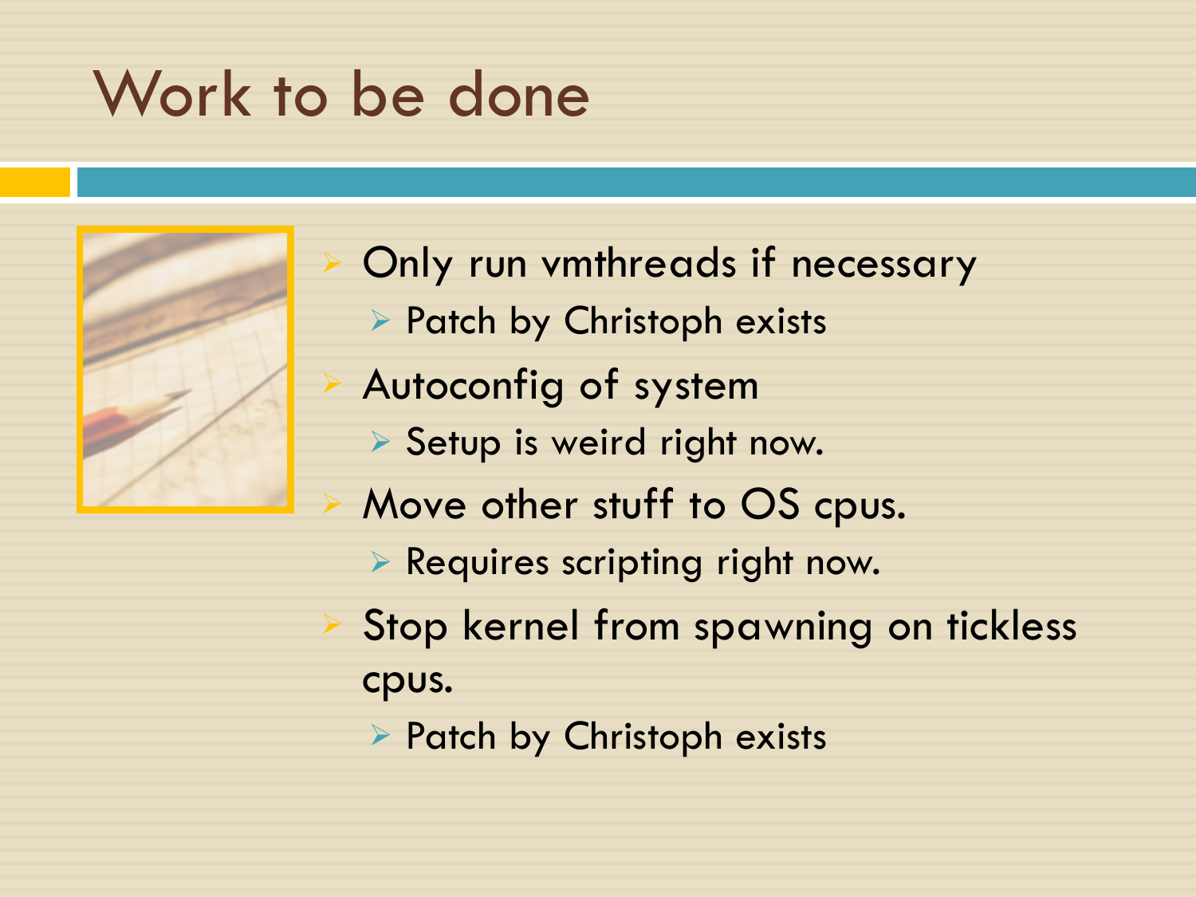# Work to be done

- Only run vmthreads if necessary
  - Patch by Christoph exists
- Autoconfig of system
  - Setup is weird right now.
- Move other stuff to OS cpus.
  - Requires scripting right now.
- Stop kernel from spawning on tickless cpus.
  - Patch by Christoph exists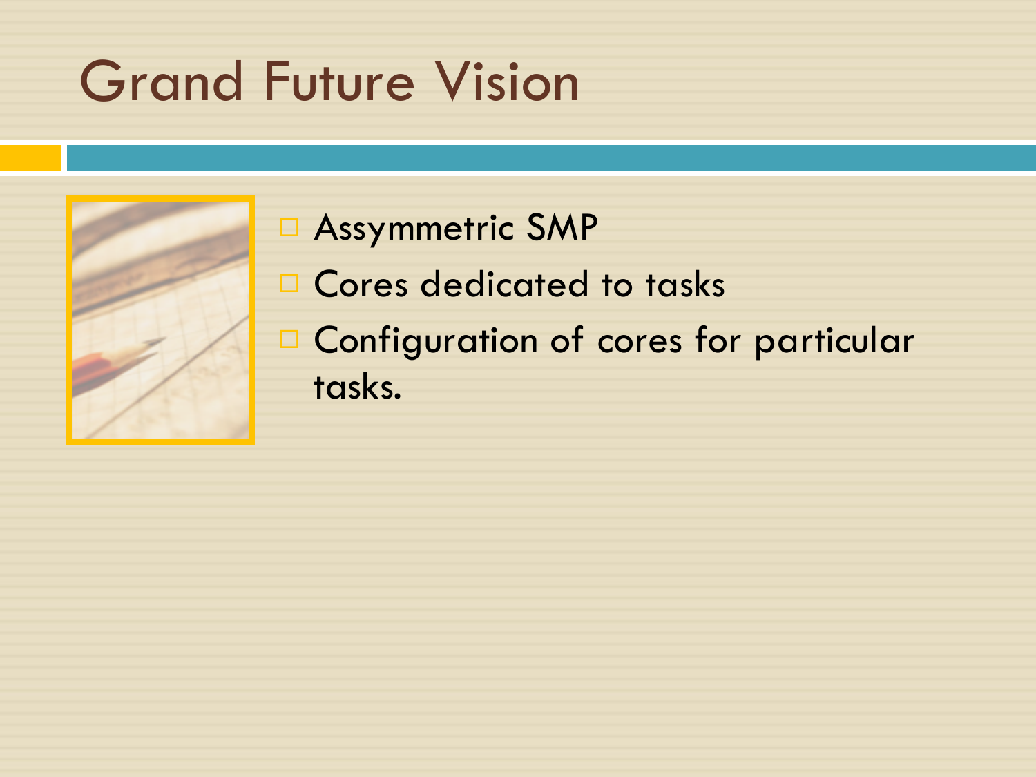# Grand Future Vision

- Assymmetric SMP
- Cores dedicated to tasks
- Configuration of cores for particular tasks.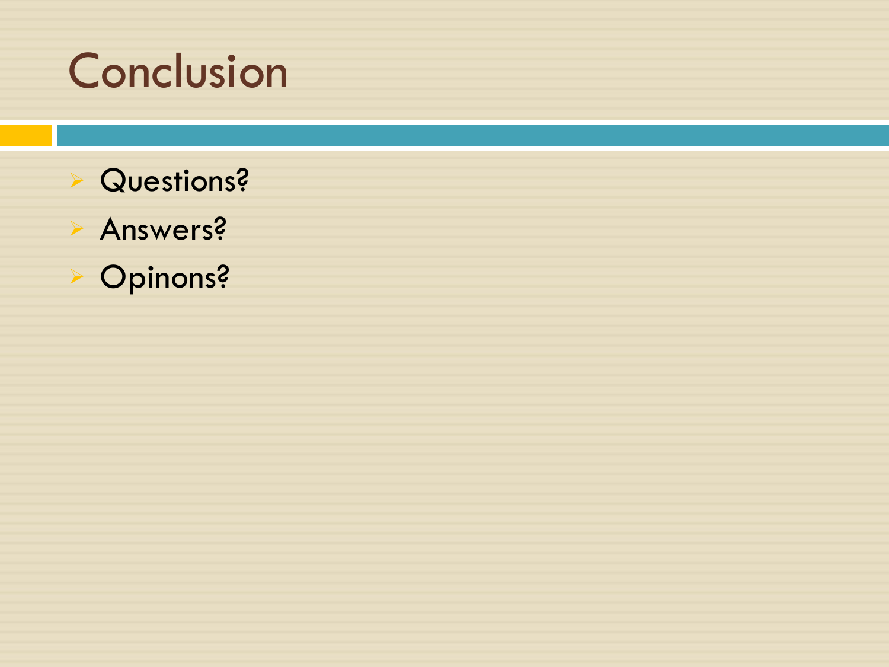# Conclusion

- Questions?
- Answers?
- Opinons?